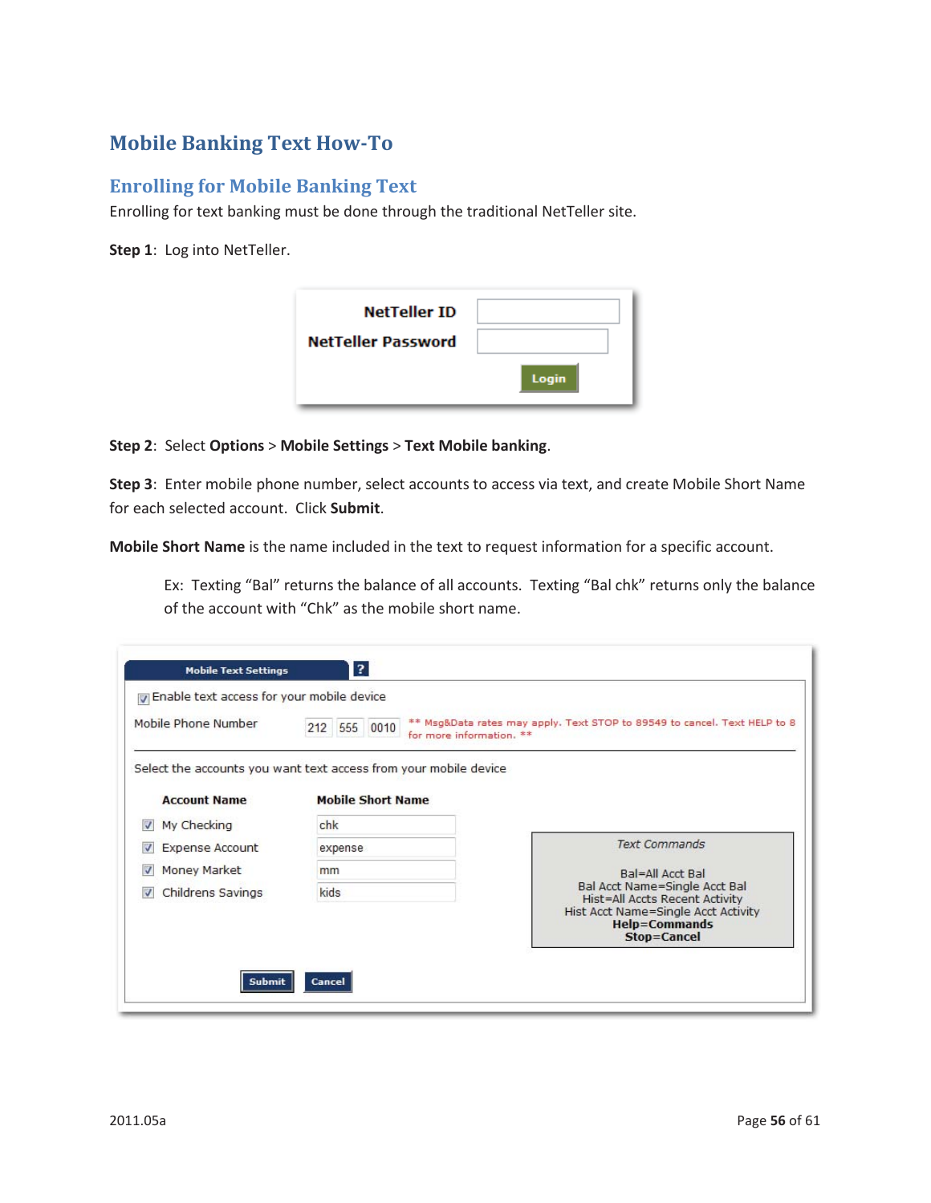# Mobile Banking Text How-To

## Enrolling for Mobile Banking Text

Enrolling for text banking must be done through the traditional NetTeller site.

**Step 1**: Log into NetTeller.

**Step 2**: Select **Options** > **Mobile Settings** > **Text Mobile banking**.

**Step 3**: Enter mobile phone number, select accounts to access via text, and create Mobile Short Name for each selected account. Click **Submit**.

**Mobile Short Name** is the name included in the text to request information for a specific account.

> Ex: Texting "Bal" returns the balance of all accounts. Texting "Bal chk" returns only the balance of the account with "Chk" as the mobile short name.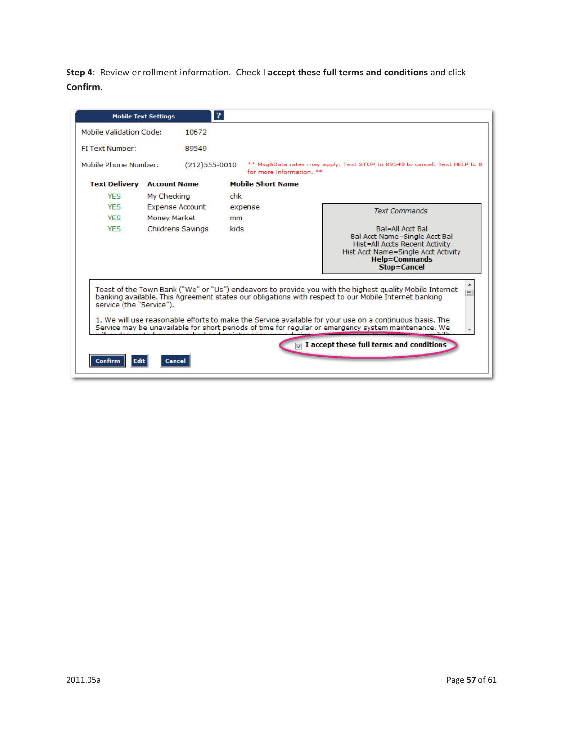**Step 4**: Review enrollment information. Check **I accept these full terms and conditions** and click **Confirm**.

**Mobile Text Settings**

Mobile Validation Code: 10672

FI Text Number: 89549

Mobile Phone Number: (212)555-0010 ** Msg&Data rates may apply. Text STOP to 89549 to cancel. Text HELP to 8 for more information. **

| Text Delivery | Account Name | Mobile Short Name |
|---|---|---|
| YES | My Checking | chk |
| YES | Expense Account | expense |
| YES | Money Market | mm |
| YES | Childrens Savings | kids |

*Text Commands*

Bal=All Acct Bal
Bal Acct Name=Single Acct Bal
Hist=All Accts Recent Activity
Hist Acct Name=Single Acct Activity
**Help=Commands**
**Stop=Cancel**

Toast of the Town Bank ("We" or "Us") endeavors to provide you with the highest quality Mobile Internet banking available. This Agreement states our obligations with respect to our Mobile Internet banking service (the "Service").

1. We will use reasonable efforts to make the Service available for your use on a continuous basis. The Service may be unavailable for short periods of time for regular or emergency system maintenance. We

☑ **I accept these full terms and conditions**

Confirm | Edit | Cancel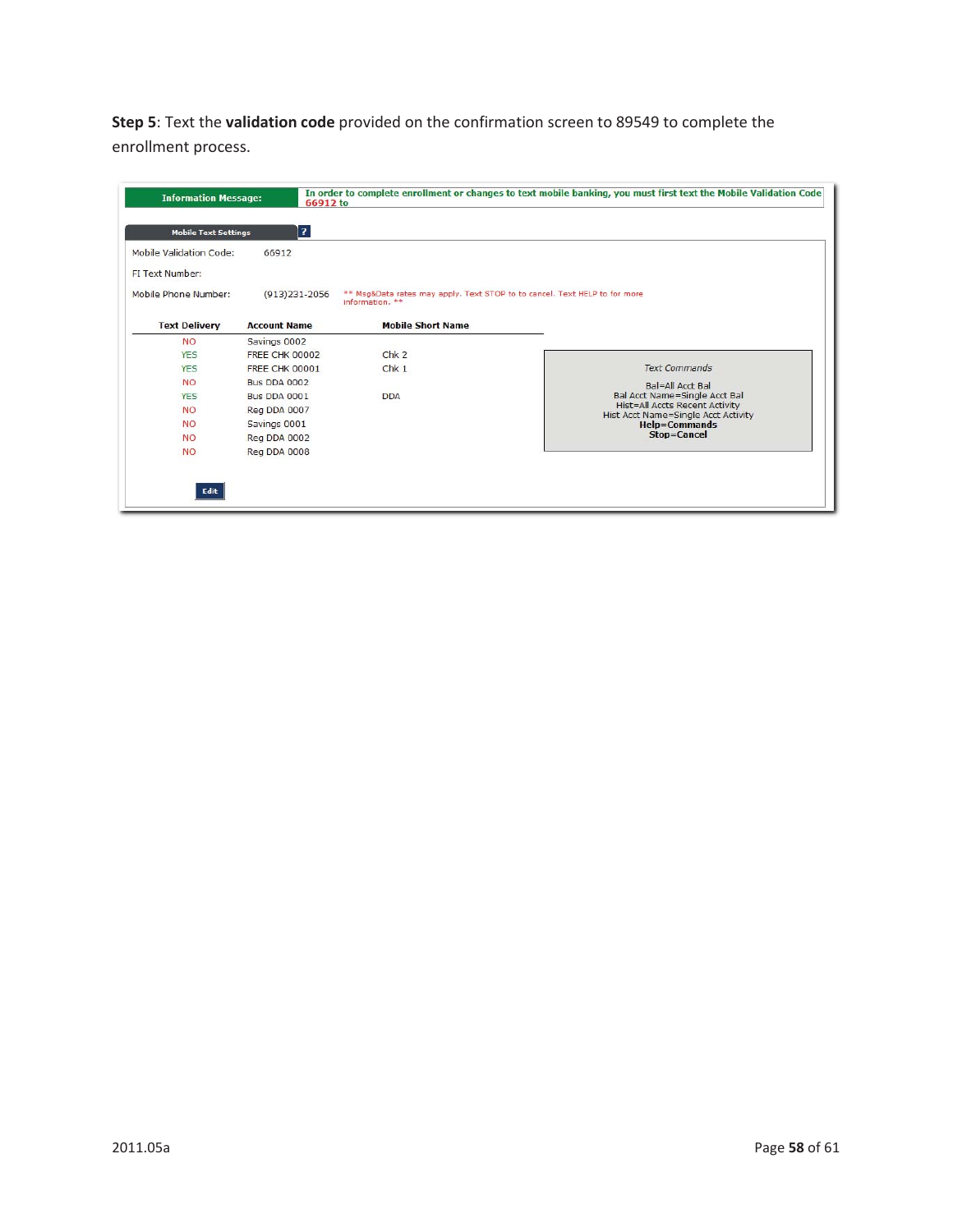**Step 5**: Text the **validation code** provided on the confirmation screen to 89549 to complete the enrollment process.

**Information Message:** In order to complete enrollment or changes to text mobile banking, you must first text the Mobile Validation Code 66912 to

**Mobile Text Settings**

Mobile Validation Code: 66912

FI Text Number:

Mobile Phone Number: (913)231-2056 ** Msg&Data rates may apply. Text STOP to to cancel. Text HELP to for more information. **

| Text Delivery | Account Name | Mobile Short Name |
|---|---|---|
| NO | Savings 0002 | |
| YES | FREE CHK 00002 | Chk 2 |
| YES | FREE CHK 00001 | Chk 1 |
| NO | Bus DDA 0002 | |
| YES | Bus DDA 0001 | DDA |
| NO | Reg DDA 0007 | |
| NO | Savings 0001 | |
| NO | Reg DDA 0002 | |
| NO | Reg DDA 0008 | |

*Text Commands*

Bal=All Acct Bal
Bal Acct Name=Single Acct Bal
Hist=All Accts Recent Activity
Hist Acct Name=Single Acct Activity
**Help=Commands**
**Stop=Cancel**

Edit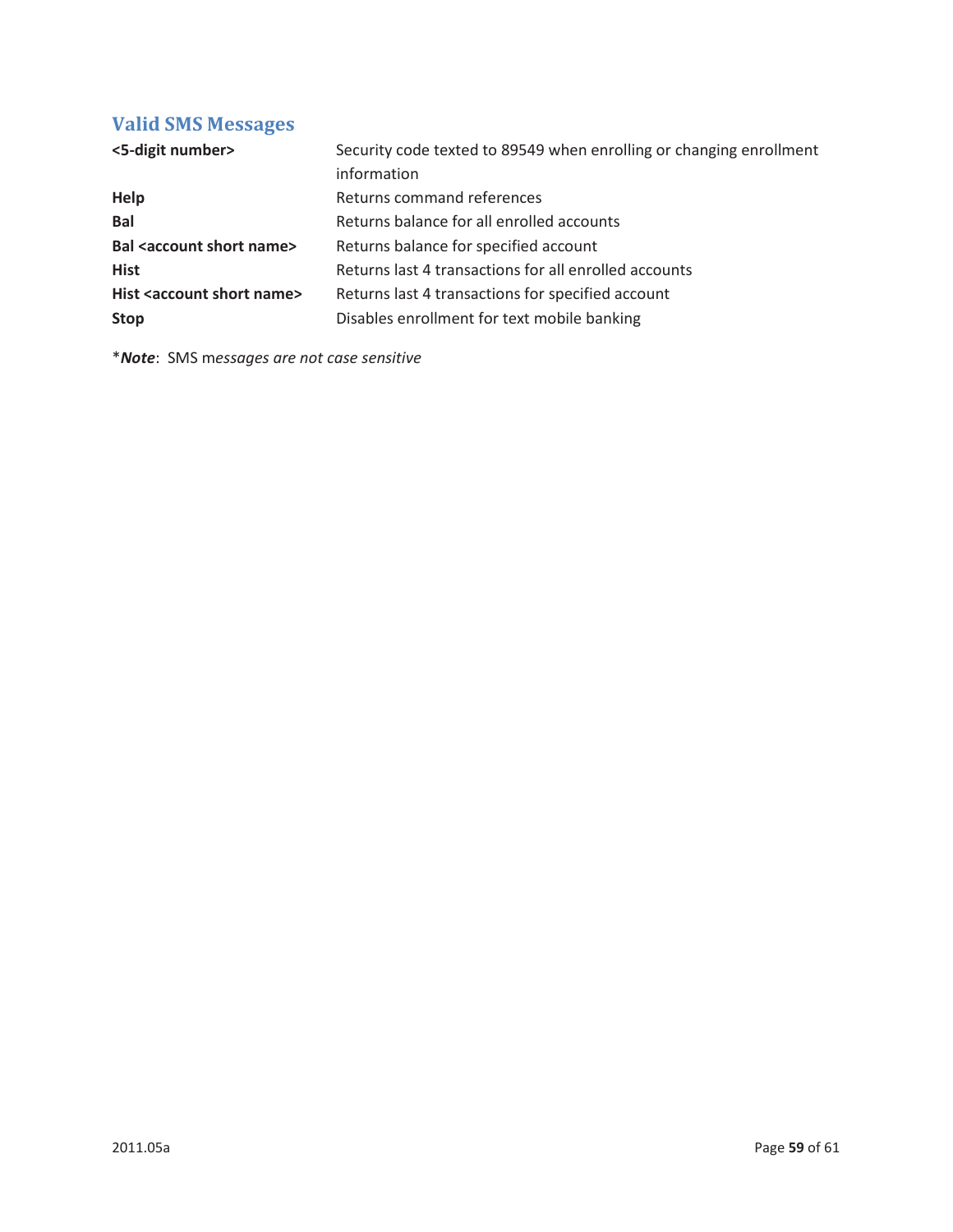## Valid SMS Messages

| | |
|---|---|
| **<5-digit number>** | Security code texted to 89549 when enrolling or changing enrollment information |
| **Help** | Returns command references |
| **Bal** | Returns balance for all enrolled accounts |
| **Bal <account short name>** | Returns balance for specified account |
| **Hist** | Returns last 4 transactions for all enrolled accounts |
| **Hist <account short name>** | Returns last 4 transactions for specified account |
| **Stop** | Disables enrollment for text mobile banking |

**Note*: SMS m*essages are not case sensitive*

2011.05a